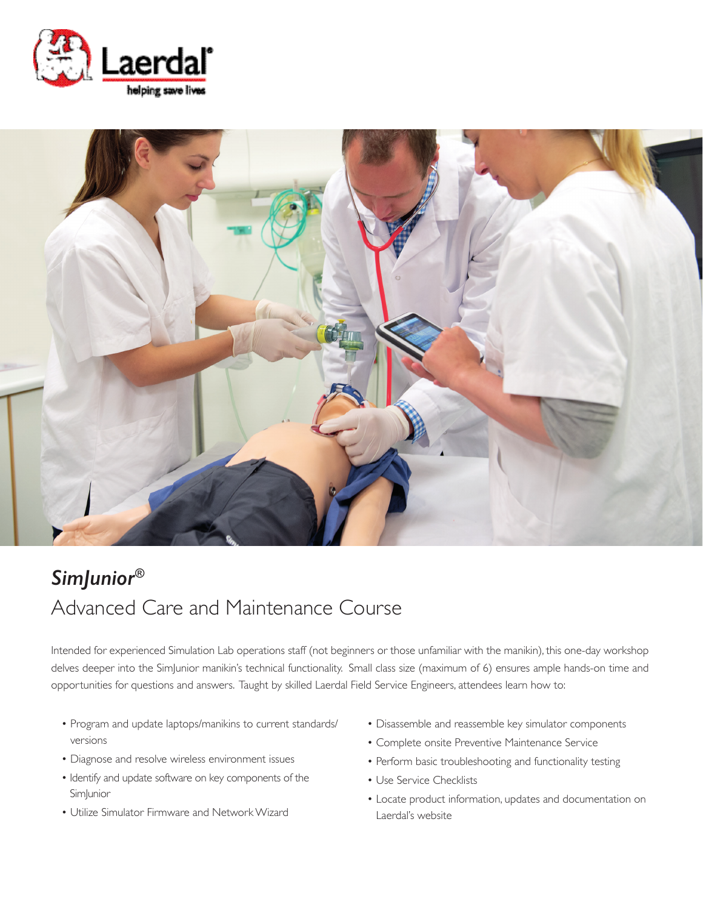Laerdal®

helping save lives

## *SimJunior®*

# Advanced Care and Maintenance Course

Intended for experienced Simulation Lab operations staff (not beginners or those unfamiliar with the manikin), this one-day workshop delves deeper into the SimJunior manikin's technical functionality. Small class size (maximum of 6) ensures ample hands-on time and opportunities for questions and answers. Taught by skilled Laerdal Field Service Engineers, attendees learn how to:

- Program and update laptops/manikins to current standards/versions
- Diagnose and resolve wireless environment issues
- Identify and update software on key components of the SimJunior
- Utilize Simulator Firmware and Network Wizard
- Disassemble and reassemble key simulator components
- Complete onsite Preventive Maintenance Service
- Perform basic troubleshooting and functionality testing
- Use Service Checklists
- Locate product information, updates and documentation on Laerdal's website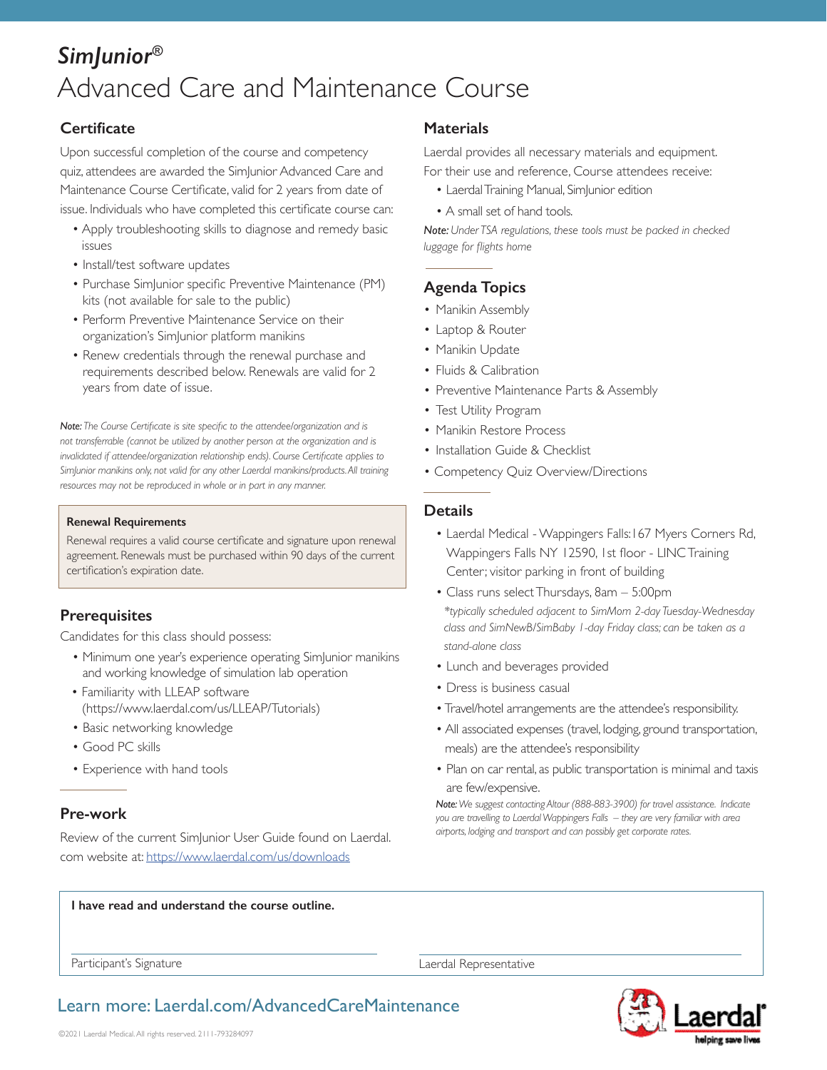# *SimJunior®*

# Advanced Care and Maintenance Course

## Certificate

Upon successful completion of the course and competency quiz, attendees are awarded the SimJunior Advanced Care and Maintenance Course Certificate, valid for 2 years from date of issue. Individuals who have completed this certificate course can:

- Apply troubleshooting skills to diagnose and remedy basic issues
- Install/test software updates
- Purchase SimJunior specific Preventive Maintenance (PM) kits (not available for sale to the public)
- Perform Preventive Maintenance Service on their organization's SimJunior platform manikins
- Renew credentials through the renewal purchase and requirements described below. Renewals are valid for 2 years from date of issue.

*Note: The Course Certificate is site specific to the attendee/organization and is not transferrable (cannot be utilized by another person at the organization and is invalidated if attendee/organization relationship ends). Course Certificate applies to SimJunior manikins only, not valid for any other Laerdal manikins/products. All training resources may not be reproduced in whole or in part in any manner.*

**Renewal Requirements**

Renewal requires a valid course certificate and signature upon renewal agreement. Renewals must be purchased within 90 days of the current certification's expiration date.

## Prerequisites

Candidates for this class should possess:

- Minimum one year's experience operating SimJunior manikins and working knowledge of simulation lab operation
- Familiarity with LLEAP software (https://www.laerdal.com/us/LLEAP/Tutorials)
- Basic networking knowledge
- Good PC skills
- Experience with hand tools

## Pre-work

Review of the current SimJunior User Guide found on Laerdal.com website at: https://www.laerdal.com/us/downloads

## Materials

Laerdal provides all necessary materials and equipment. For their use and reference, Course attendees receive:

- Laerdal Training Manual, SimJunior edition
- A small set of hand tools.

*Note: Under TSA regulations, these tools must be packed in checked luggage for flights home*

## Agenda Topics

- Manikin Assembly
- Laptop & Router
- Manikin Update
- Fluids & Calibration
- Preventive Maintenance Parts & Assembly
- Test Utility Program
- Manikin Restore Process
- Installation Guide & Checklist
- Competency Quiz Overview/Directions

## Details

- Laerdal Medical - Wappingers Falls: 167 Myers Corners Rd, Wappingers Falls NY 12590, 1st floor - LINC Training Center; visitor parking in front of building
- Class runs select Thursdays, 8am – 5:00pm
  *\*typically scheduled adjacent to SimMom 2-day Tuesday-Wednesday class and SimNewB/SimBaby 1-day Friday class; can be taken as a stand-alone class*
- Lunch and beverages provided
- Dress is business casual
- Travel/hotel arrangements are the attendee's responsibility.
- All associated expenses (travel, lodging, ground transportation, meals) are the attendee's responsibility
- Plan on car rental, as public transportation is minimal and taxis are few/expensive.

*Note: We suggest contacting Altour (888-883-3900) for travel assistance. Indicate you are travelling to Laerdal Wappingers Falls – they are very familiar with area airports, lodging and transport and can possibly get corporate rates.*

**I have read and understand the course outline.**

Participant's Signature

Laerdal Representative

Learn more: Laerdal.com/AdvancedCareMaintenance

©2021 Laerdal Medical. All rights reserved. 2111-793284097